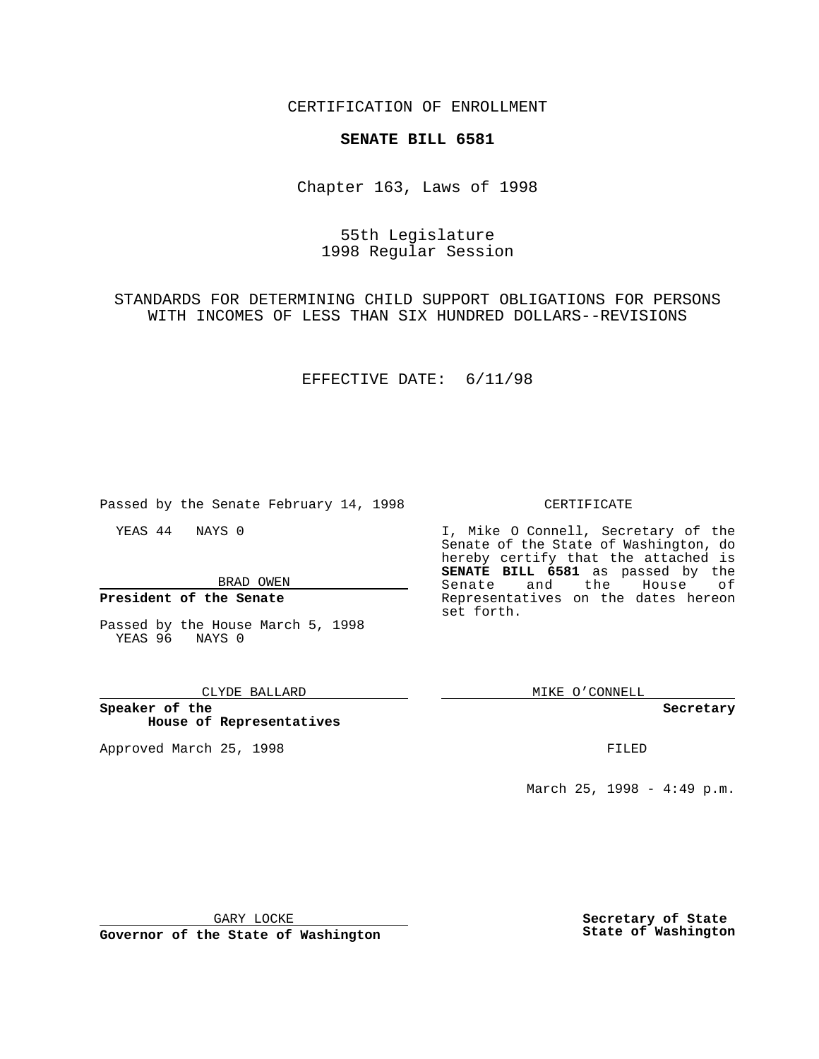CERTIFICATION OF ENROLLMENT

**SENATE BILL 6581**

Chapter 163, Laws of 1998

55th Legislature
1998 Regular Session

STANDARDS FOR DETERMINING CHILD SUPPORT OBLIGATIONS FOR PERSONS WITH INCOMES OF LESS THAN SIX HUNDRED DOLLARS--REVISIONS

EFFECTIVE DATE: 6/11/98

Passed by the Senate February 14, 1998

YEAS 44 NAYS 0

BRAD OWEN

**President of the Senate**

Passed by the House March 5, 1998
YEAS 96 NAYS 0

CLYDE BALLARD

**Speaker of the House of Representatives**

Approved March 25, 1998

GARY LOCKE

**Governor of the State of Washington**

CERTIFICATE

I, Mike O Connell, Secretary of the Senate of the State of Washington, do hereby certify that the attached is **SENATE BILL 6581** as passed by the Senate and the House of Representatives on the dates hereon set forth.

MIKE O'CONNELL

**Secretary**

FILED

March 25, 1998 - 4:49 p.m.

**Secretary of State**
**State of Washington**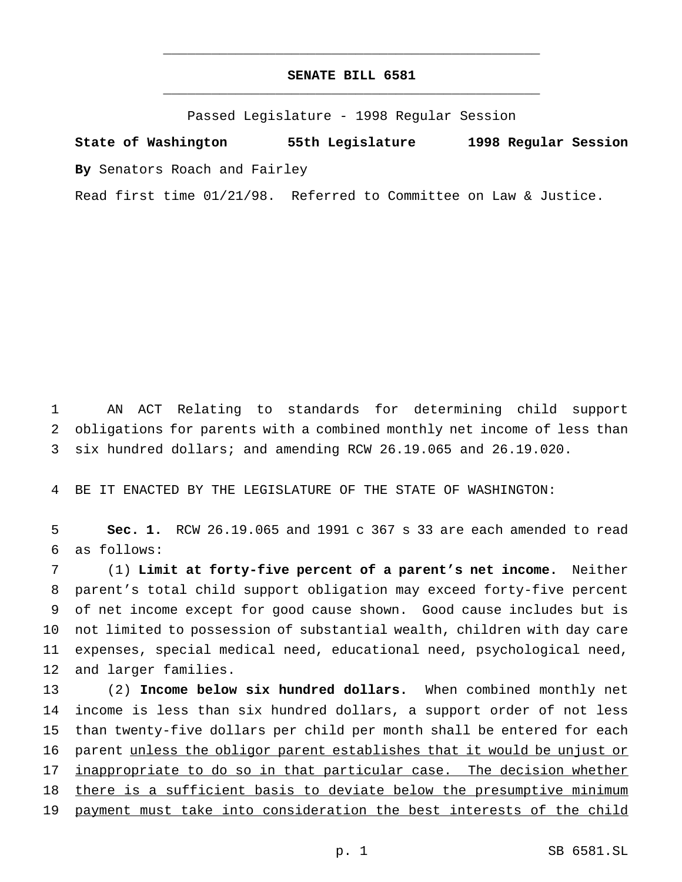# SENATE BILL 6581

Passed Legislature - 1998 Regular Session

**State of Washington 55th Legislature 1998 Regular Session**

**By** Senators Roach and Fairley

Read first time 01/21/98. Referred to Committee on Law & Justice.

1 AN ACT Relating to standards for determining child support
2 obligations for parents with a combined monthly net income of less than
3 six hundred dollars; and amending RCW 26.19.065 and 26.19.020.

4 BE IT ENACTED BY THE LEGISLATURE OF THE STATE OF WASHINGTON:

5 **Sec. 1.** RCW 26.19.065 and 1991 c 367 s 33 are each amended to read
6 as follows:

7 (1) **Limit at forty-five percent of a parent's net income.** Neither
8 parent's total child support obligation may exceed forty-five percent
9 of net income except for good cause shown. Good cause includes but is
10 not limited to possession of substantial wealth, children with day care
11 expenses, special medical need, educational need, psychological need,
12 and larger families.

13 (2) **Income below six hundred dollars.** When combined monthly net
14 income is less than six hundred dollars, a support order of not less
15 than twenty-five dollars per child per month shall be entered for each
16 parent <u>unless the obligor parent establishes that it would be unjust or</u>
17 <u>inappropriate to do so in that particular case. The decision whether</u>
18 <u>there is a sufficient basis to deviate below the presumptive minimum</u>
19 <u>payment must take into consideration the best interests of the child</u>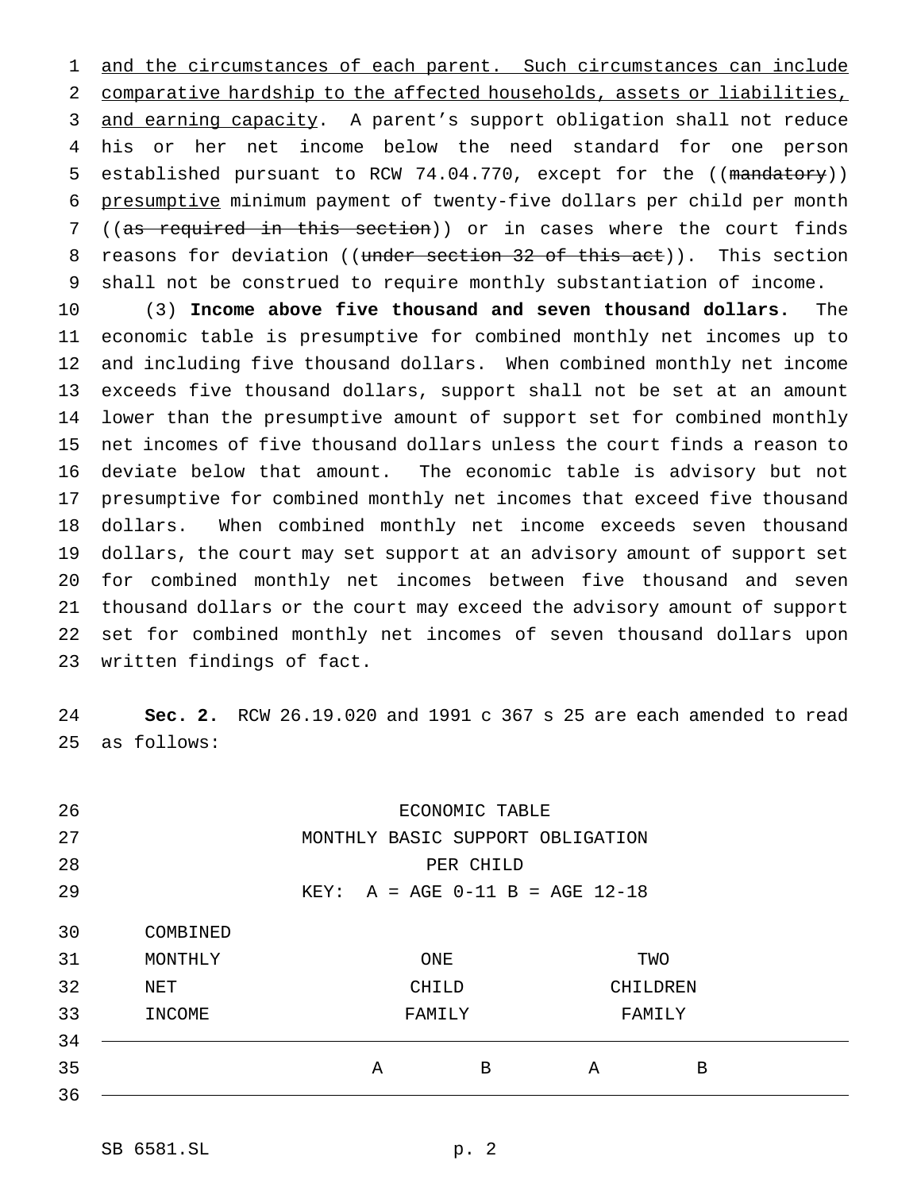and the circumstances of each parent. Such circumstances can include comparative hardship to the affected households, assets or liabilities, and earning capacity. A parent's support obligation shall not reduce his or her net income below the need standard for one person established pursuant to RCW 74.04.770, except for the ((~~mandatory~~)) presumptive minimum payment of twenty-five dollars per child per month ((~~as required in this section~~)) or in cases where the court finds reasons for deviation ((~~under section 32 of this act~~)). This section shall not be construed to require monthly substantiation of income.

(3) **Income above five thousand and seven thousand dollars.** The economic table is presumptive for combined monthly net incomes up to and including five thousand dollars. When combined monthly net income exceeds five thousand dollars, support shall not be set at an amount lower than the presumptive amount of support set for combined monthly net incomes of five thousand dollars unless the court finds a reason to deviate below that amount. The economic table is advisory but not presumptive for combined monthly net incomes that exceed five thousand dollars. When combined monthly net income exceeds seven thousand dollars, the court may set support at an advisory amount of support set for combined monthly net incomes between five thousand and seven thousand dollars or the court may exceed the advisory amount of support set for combined monthly net incomes of seven thousand dollars upon written findings of fact.

**Sec. 2.** RCW 26.19.020 and 1991 c 367 s 25 are each amended to read as follows:

ECONOMIC TABLE
MONTHLY BASIC SUPPORT OBLIGATION
PER CHILD
KEY: A = AGE 0-11 B = AGE 12-18

| COMBINED MONTHLY NET INCOME | ONE CHILD FAMILY | | TWO CHILDREN FAMILY | |
|---|---|---|---|---|
| | A | B | A | B |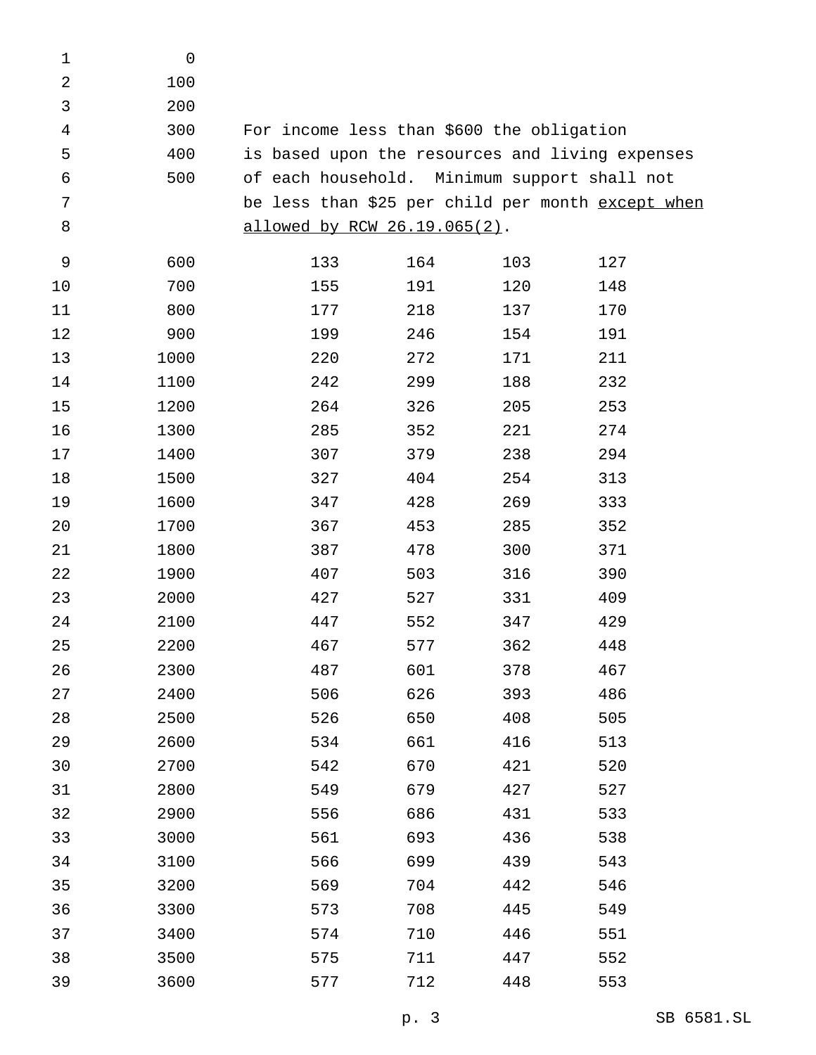| | | | | |
|---|---|---|---|---|
| 0 | | | | |
| 100 | | | | |
| 200 | | | | |
| 300 | For income less than $600 the obligation is based upon the resources and living expenses of each household. Minimum support shall not be less than $25 per child per month <u>except when allowed by RCW 26.19.065(2)</u>. | | | |
| 400 | | | | |
| 500 | | | | |
| 600 | 133 | 164 | 103 | 127 |
| 700 | 155 | 191 | 120 | 148 |
| 800 | 177 | 218 | 137 | 170 |
| 900 | 199 | 246 | 154 | 191 |
| 1000 | 220 | 272 | 171 | 211 |
| 1100 | 242 | 299 | 188 | 232 |
| 1200 | 264 | 326 | 205 | 253 |
| 1300 | 285 | 352 | 221 | 274 |
| 1400 | 307 | 379 | 238 | 294 |
| 1500 | 327 | 404 | 254 | 313 |
| 1600 | 347 | 428 | 269 | 333 |
| 1700 | 367 | 453 | 285 | 352 |
| 1800 | 387 | 478 | 300 | 371 |
| 1900 | 407 | 503 | 316 | 390 |
| 2000 | 427 | 527 | 331 | 409 |
| 2100 | 447 | 552 | 347 | 429 |
| 2200 | 467 | 577 | 362 | 448 |
| 2300 | 487 | 601 | 378 | 467 |
| 2400 | 506 | 626 | 393 | 486 |
| 2500 | 526 | 650 | 408 | 505 |
| 2600 | 534 | 661 | 416 | 513 |
| 2700 | 542 | 670 | 421 | 520 |
| 2800 | 549 | 679 | 427 | 527 |
| 2900 | 556 | 686 | 431 | 533 |
| 3000 | 561 | 693 | 436 | 538 |
| 3100 | 566 | 699 | 439 | 543 |
| 3200 | 569 | 704 | 442 | 546 |
| 3300 | 573 | 708 | 445 | 549 |
| 3400 | 574 | 710 | 446 | 551 |
| 3500 | 575 | 711 | 447 | 552 |
| 3600 | 577 | 712 | 448 | 553 |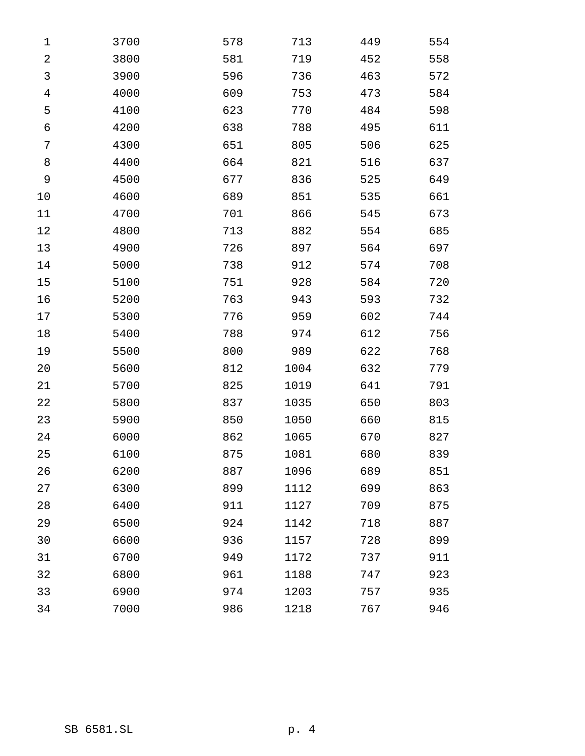| | | | | |
|---|---|---|---|---|
| 3700 | 578 | 713 | 449 | 554 |
| 3800 | 581 | 719 | 452 | 558 |
| 3900 | 596 | 736 | 463 | 572 |
| 4000 | 609 | 753 | 473 | 584 |
| 4100 | 623 | 770 | 484 | 598 |
| 4200 | 638 | 788 | 495 | 611 |
| 4300 | 651 | 805 | 506 | 625 |
| 4400 | 664 | 821 | 516 | 637 |
| 4500 | 677 | 836 | 525 | 649 |
| 4600 | 689 | 851 | 535 | 661 |
| 4700 | 701 | 866 | 545 | 673 |
| 4800 | 713 | 882 | 554 | 685 |
| 4900 | 726 | 897 | 564 | 697 |
| 5000 | 738 | 912 | 574 | 708 |
| 5100 | 751 | 928 | 584 | 720 |
| 5200 | 763 | 943 | 593 | 732 |
| 5300 | 776 | 959 | 602 | 744 |
| 5400 | 788 | 974 | 612 | 756 |
| 5500 | 800 | 989 | 622 | 768 |
| 5600 | 812 | 1004 | 632 | 779 |
| 5700 | 825 | 1019 | 641 | 791 |
| 5800 | 837 | 1035 | 650 | 803 |
| 5900 | 850 | 1050 | 660 | 815 |
| 6000 | 862 | 1065 | 670 | 827 |
| 6100 | 875 | 1081 | 680 | 839 |
| 6200 | 887 | 1096 | 689 | 851 |
| 6300 | 899 | 1112 | 699 | 863 |
| 6400 | 911 | 1127 | 709 | 875 |
| 6500 | 924 | 1142 | 718 | 887 |
| 6600 | 936 | 1157 | 728 | 899 |
| 6700 | 949 | 1172 | 737 | 911 |
| 6800 | 961 | 1188 | 747 | 923 |
| 6900 | 974 | 1203 | 757 | 935 |
| 7000 | 986 | 1218 | 767 | 946 |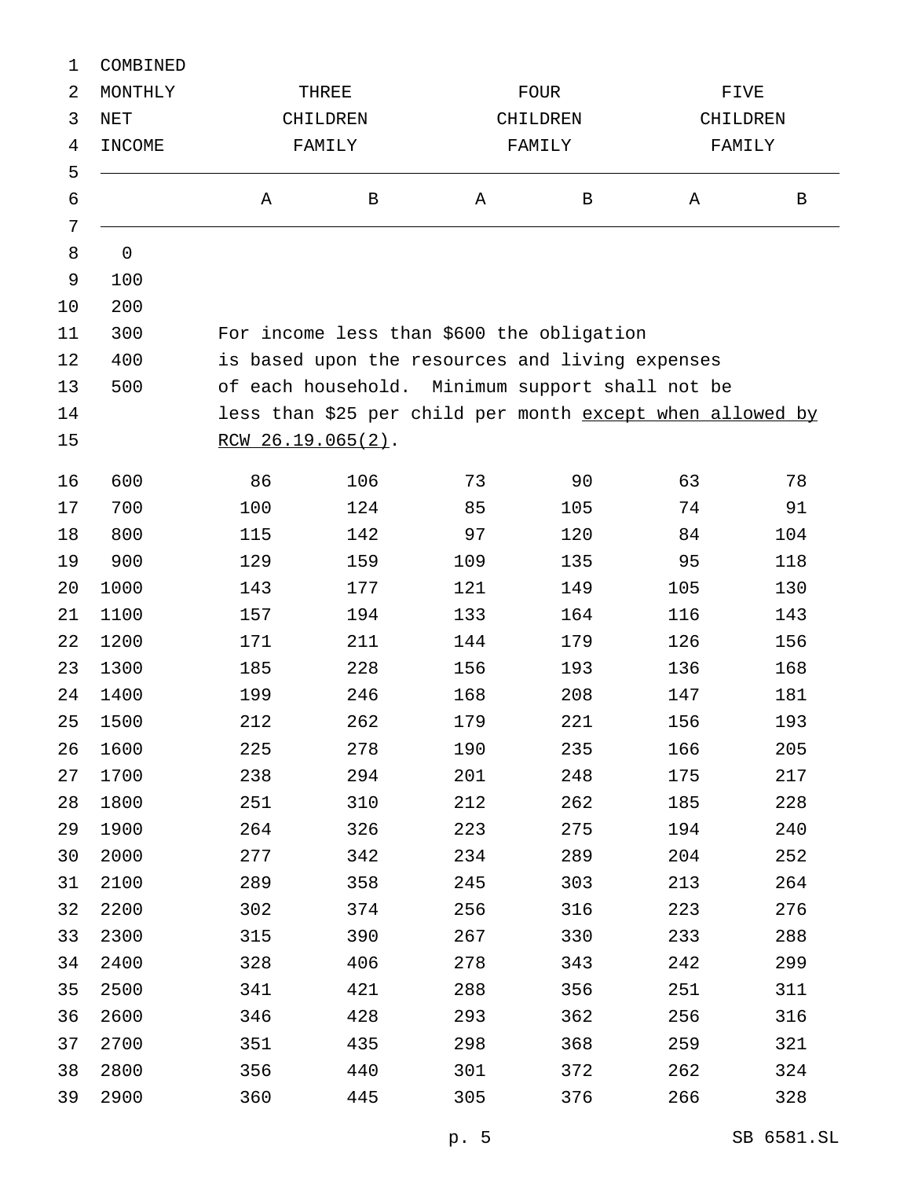| COMBINED MONTHLY NET INCOME | THREE CHILDREN FAMILY | | FOUR CHILDREN FAMILY | | FIVE CHILDREN FAMILY | |
|---|---|---|---|---|---|---|
| | A | B | A | B | A | B |
| 0 | For income less than $600 the obligation is based upon the resources and living expenses of each household. Minimum support shall not be less than $25 per child per month <u>except when allowed by RCW 26.19.065(2)</u>. | | | | | |
| 100 | | | | | | |
| 200 | | | | | | |
| 300 | | | | | | |
| 400 | | | | | | |
| 500 | | | | | | |
| 600 | 86 | 106 | 73 | 90 | 63 | 78 |
| 700 | 100 | 124 | 85 | 105 | 74 | 91 |
| 800 | 115 | 142 | 97 | 120 | 84 | 104 |
| 900 | 129 | 159 | 109 | 135 | 95 | 118 |
| 1000 | 143 | 177 | 121 | 149 | 105 | 130 |
| 1100 | 157 | 194 | 133 | 164 | 116 | 143 |
| 1200 | 171 | 211 | 144 | 179 | 126 | 156 |
| 1300 | 185 | 228 | 156 | 193 | 136 | 168 |
| 1400 | 199 | 246 | 168 | 208 | 147 | 181 |
| 1500 | 212 | 262 | 179 | 221 | 156 | 193 |
| 1600 | 225 | 278 | 190 | 235 | 166 | 205 |
| 1700 | 238 | 294 | 201 | 248 | 175 | 217 |
| 1800 | 251 | 310 | 212 | 262 | 185 | 228 |
| 1900 | 264 | 326 | 223 | 275 | 194 | 240 |
| 2000 | 277 | 342 | 234 | 289 | 204 | 252 |
| 2100 | 289 | 358 | 245 | 303 | 213 | 264 |
| 2200 | 302 | 374 | 256 | 316 | 223 | 276 |
| 2300 | 315 | 390 | 267 | 330 | 233 | 288 |
| 2400 | 328 | 406 | 278 | 343 | 242 | 299 |
| 2500 | 341 | 421 | 288 | 356 | 251 | 311 |
| 2600 | 346 | 428 | 293 | 362 | 256 | 316 |
| 2700 | 351 | 435 | 298 | 368 | 259 | 321 |
| 2800 | 356 | 440 | 301 | 372 | 262 | 324 |
| 2900 | 360 | 445 | 305 | 376 | 266 | 328 |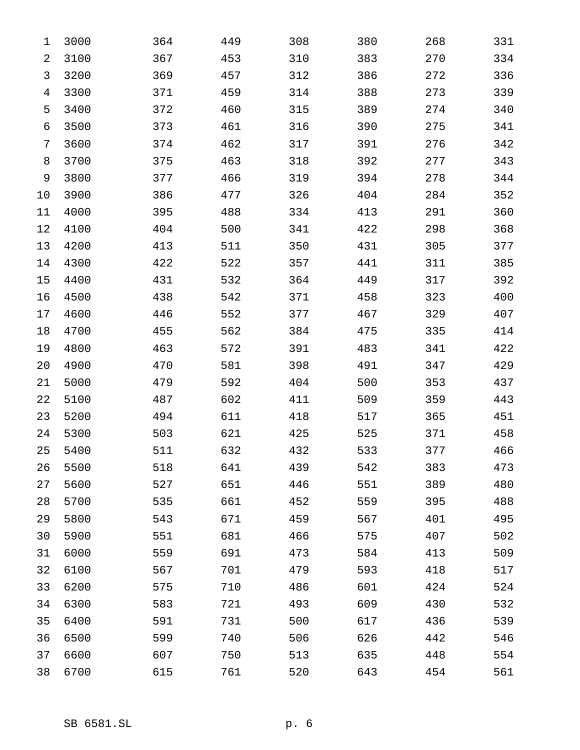| | | | | | | |
|---|---|---|---|---|---|---|
| 3000 | 364 | 449 | 308 | 380 | 268 | 331 |
| 3100 | 367 | 453 | 310 | 383 | 270 | 334 |
| 3200 | 369 | 457 | 312 | 386 | 272 | 336 |
| 3300 | 371 | 459 | 314 | 388 | 273 | 339 |
| 3400 | 372 | 460 | 315 | 389 | 274 | 340 |
| 3500 | 373 | 461 | 316 | 390 | 275 | 341 |
| 3600 | 374 | 462 | 317 | 391 | 276 | 342 |
| 3700 | 375 | 463 | 318 | 392 | 277 | 343 |
| 3800 | 377 | 466 | 319 | 394 | 278 | 344 |
| 3900 | 386 | 477 | 326 | 404 | 284 | 352 |
| 4000 | 395 | 488 | 334 | 413 | 291 | 360 |
| 4100 | 404 | 500 | 341 | 422 | 298 | 368 |
| 4200 | 413 | 511 | 350 | 431 | 305 | 377 |
| 4300 | 422 | 522 | 357 | 441 | 311 | 385 |
| 4400 | 431 | 532 | 364 | 449 | 317 | 392 |
| 4500 | 438 | 542 | 371 | 458 | 323 | 400 |
| 4600 | 446 | 552 | 377 | 467 | 329 | 407 |
| 4700 | 455 | 562 | 384 | 475 | 335 | 414 |
| 4800 | 463 | 572 | 391 | 483 | 341 | 422 |
| 4900 | 470 | 581 | 398 | 491 | 347 | 429 |
| 5000 | 479 | 592 | 404 | 500 | 353 | 437 |
| 5100 | 487 | 602 | 411 | 509 | 359 | 443 |
| 5200 | 494 | 611 | 418 | 517 | 365 | 451 |
| 5300 | 503 | 621 | 425 | 525 | 371 | 458 |
| 5400 | 511 | 632 | 432 | 533 | 377 | 466 |
| 5500 | 518 | 641 | 439 | 542 | 383 | 473 |
| 5600 | 527 | 651 | 446 | 551 | 389 | 480 |
| 5700 | 535 | 661 | 452 | 559 | 395 | 488 |
| 5800 | 543 | 671 | 459 | 567 | 401 | 495 |
| 5900 | 551 | 681 | 466 | 575 | 407 | 502 |
| 6000 | 559 | 691 | 473 | 584 | 413 | 509 |
| 6100 | 567 | 701 | 479 | 593 | 418 | 517 |
| 6200 | 575 | 710 | 486 | 601 | 424 | 524 |
| 6300 | 583 | 721 | 493 | 609 | 430 | 532 |
| 6400 | 591 | 731 | 500 | 617 | 436 | 539 |
| 6500 | 599 | 740 | 506 | 626 | 442 | 546 |
| 6600 | 607 | 750 | 513 | 635 | 448 | 554 |
| 6700 | 615 | 761 | 520 | 643 | 454 | 561 |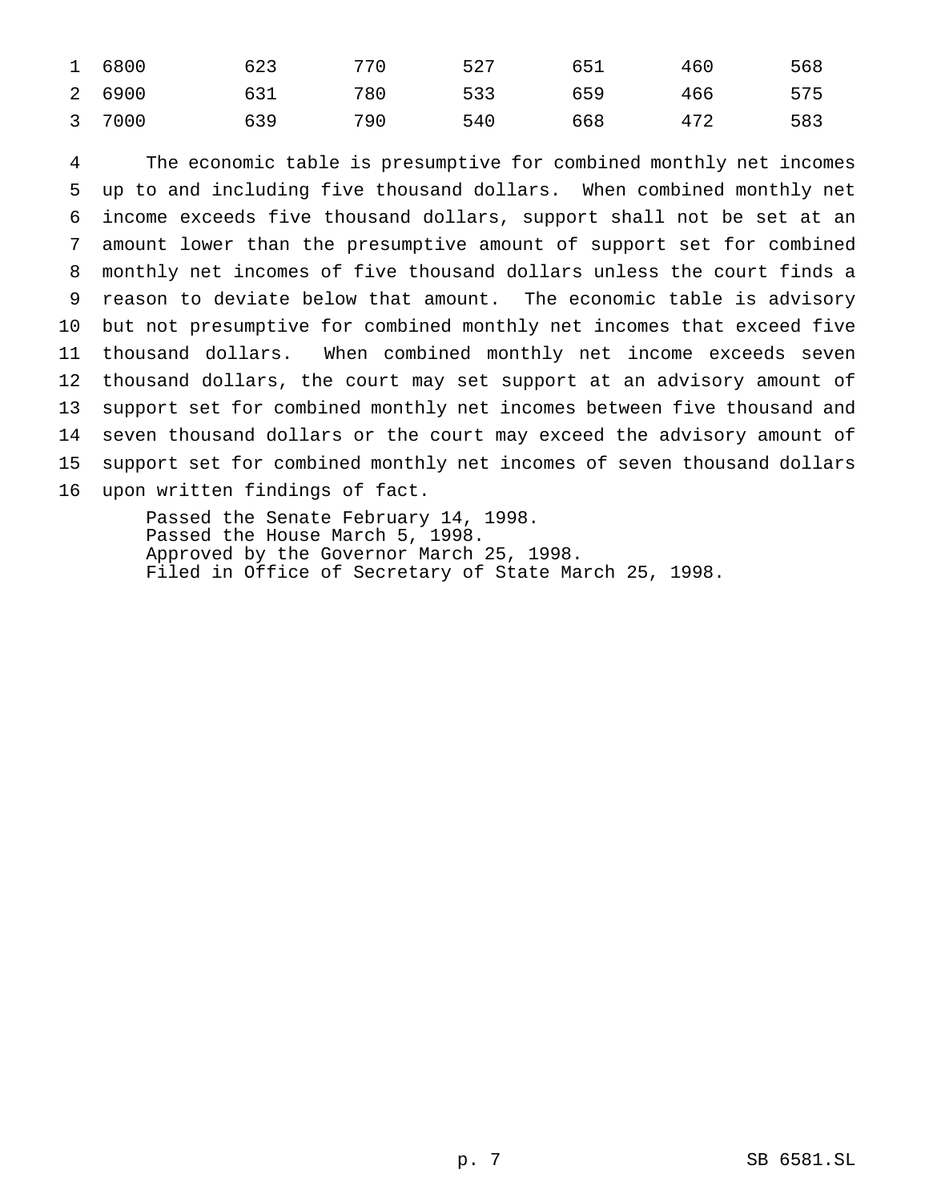| | | | | | | |
|---|---|---|---|---|---|---|
| 6800 | 623 | 770 | 527 | 651 | 460 | 568 |
| 6900 | 631 | 780 | 533 | 659 | 466 | 575 |
| 7000 | 639 | 790 | 540 | 668 | 472 | 583 |

The economic table is presumptive for combined monthly net incomes up to and including five thousand dollars. When combined monthly net income exceeds five thousand dollars, support shall not be set at an amount lower than the presumptive amount of support set for combined monthly net incomes of five thousand dollars unless the court finds a reason to deviate below that amount. The economic table is advisory but not presumptive for combined monthly net incomes that exceed five thousand dollars. When combined monthly net income exceeds seven thousand dollars, the court may set support at an advisory amount of support set for combined monthly net incomes between five thousand and seven thousand dollars or the court may exceed the advisory amount of support set for combined monthly net incomes of seven thousand dollars upon written findings of fact.

Passed the Senate February 14, 1998.
Passed the House March 5, 1998.
Approved by the Governor March 25, 1998.
Filed in Office of Secretary of State March 25, 1998.